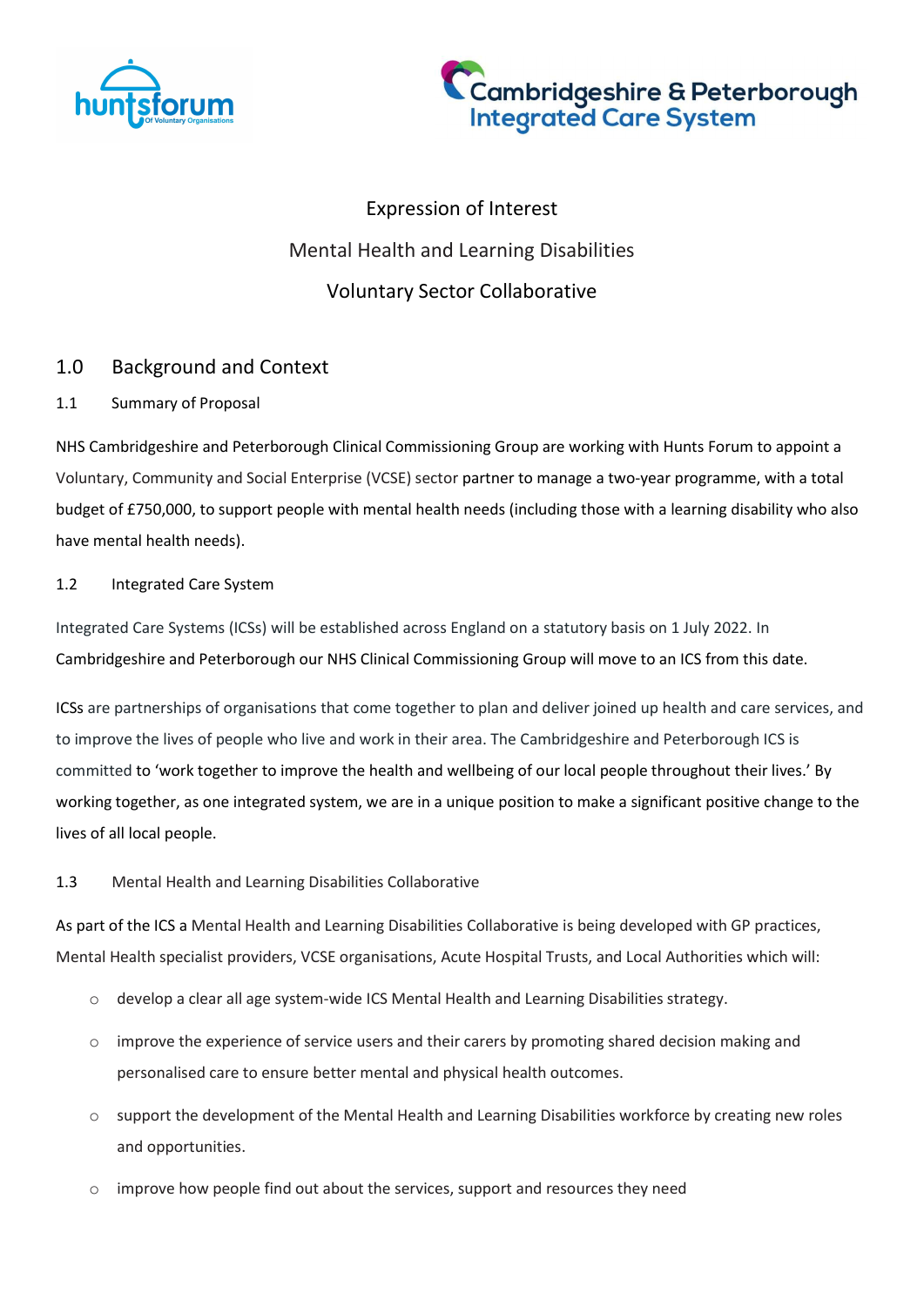# Expression of Interest

# Mental Health and Learning Disabilities

# Voluntary Sector Collaborative

## 1.0 Background and Context

### 1.1 Summary of Proposal

NHS Cambridgeshire and Peterborough Clinical Commissioning Group are working with Hunts Forum to appoint a Voluntary, Community and Social Enterprise (VCSE) sector partner to manage a two-year programme, with a total budget of £750,000, to support people with mental health needs (including those with a learning disability who also have mental health needs).

### 1.2 Integrated Care System

Integrated Care Systems (ICSs) will be established across England on a statutory basis on 1 July 2022. In Cambridgeshire and Peterborough our NHS Clinical Commissioning Group will move to an ICS from this date.

ICSs are partnerships of organisations that come together to plan and deliver joined up health and care services, and to improve the lives of people who live and work in their area. The Cambridgeshire and Peterborough ICS is committed to 'work together to improve the health and wellbeing of our local people throughout their lives.' By working together, as one integrated system, we are in a unique position to make a significant positive change to the lives of all local people.

### 1.3 Mental Health and Learning Disabilities Collaborative

As part of the ICS a Mental Health and Learning Disabilities Collaborative is being developed with GP practices, Mental Health specialist providers, VCSE organisations, Acute Hospital Trusts, and Local Authorities which will:

- develop a clear all age system-wide ICS Mental Health and Learning Disabilities strategy.
- improve the experience of service users and their carers by promoting shared decision making and personalised care to ensure better mental and physical health outcomes.
- support the development of the Mental Health and Learning Disabilities workforce by creating new roles and opportunities.
- improve how people find out about the services, support and resources they need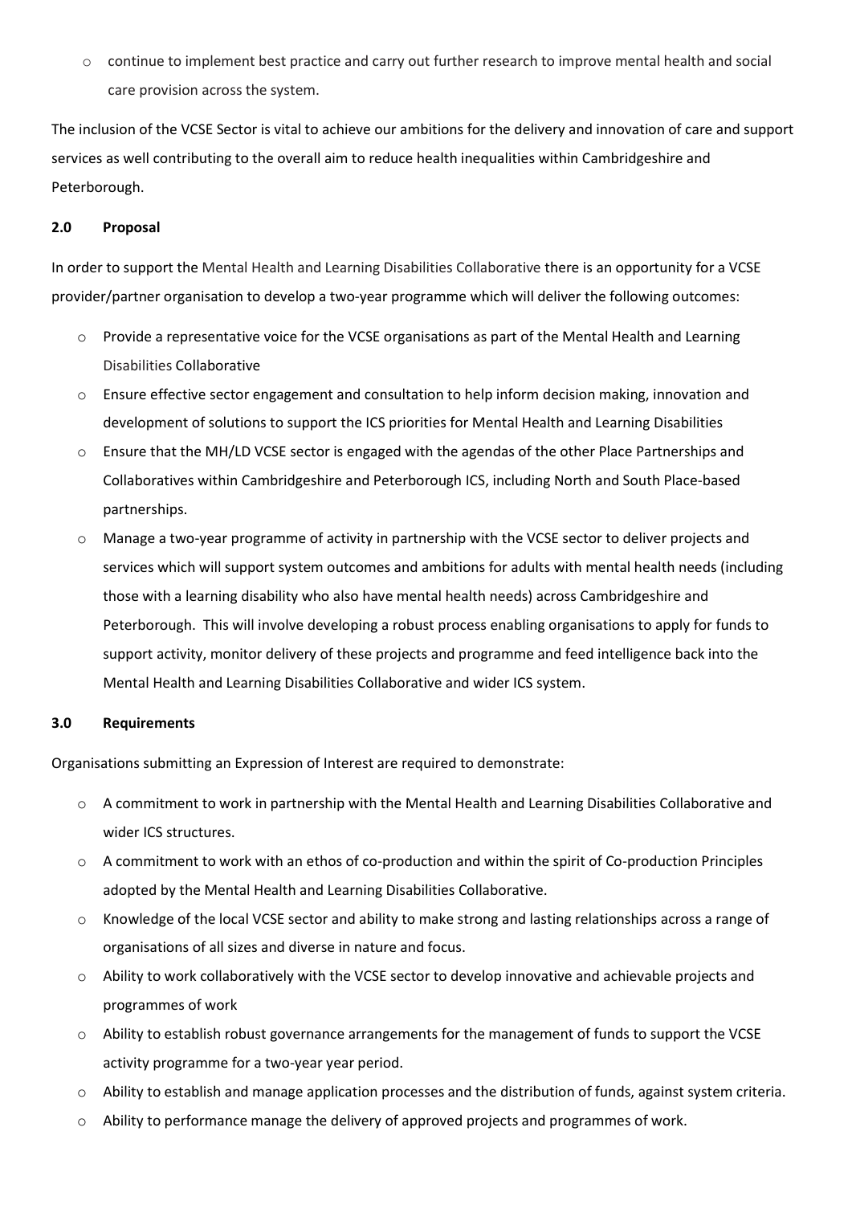- continue to implement best practice and carry out further research to improve mental health and social care provision across the system.

The inclusion of the VCSE Sector is vital to achieve our ambitions for the delivery and innovation of care and support services as well contributing to the overall aim to reduce health inequalities within Cambridgeshire and Peterborough.

## 2.0 Proposal

In order to support the Mental Health and Learning Disabilities Collaborative there is an opportunity for a VCSE provider/partner organisation to develop a two-year programme which will deliver the following outcomes:

- Provide a representative voice for the VCSE organisations as part of the Mental Health and Learning Disabilities Collaborative
- Ensure effective sector engagement and consultation to help inform decision making, innovation and development of solutions to support the ICS priorities for Mental Health and Learning Disabilities
- Ensure that the MH/LD VCSE sector is engaged with the agendas of the other Place Partnerships and Collaboratives within Cambridgeshire and Peterborough ICS, including North and South Place-based partnerships.
- Manage a two-year programme of activity in partnership with the VCSE sector to deliver projects and services which will support system outcomes and ambitions for adults with mental health needs (including those with a learning disability who also have mental health needs) across Cambridgeshire and Peterborough. This will involve developing a robust process enabling organisations to apply for funds to support activity, monitor delivery of these projects and programme and feed intelligence back into the Mental Health and Learning Disabilities Collaborative and wider ICS system.

## 3.0 Requirements

Organisations submitting an Expression of Interest are required to demonstrate:

- A commitment to work in partnership with the Mental Health and Learning Disabilities Collaborative and wider ICS structures.
- A commitment to work with an ethos of co-production and within the spirit of Co-production Principles adopted by the Mental Health and Learning Disabilities Collaborative.
- Knowledge of the local VCSE sector and ability to make strong and lasting relationships across a range of organisations of all sizes and diverse in nature and focus.
- Ability to work collaboratively with the VCSE sector to develop innovative and achievable projects and programmes of work
- Ability to establish robust governance arrangements for the management of funds to support the VCSE activity programme for a two-year year period.
- Ability to establish and manage application processes and the distribution of funds, against system criteria.
- Ability to performance manage the delivery of approved projects and programmes of work.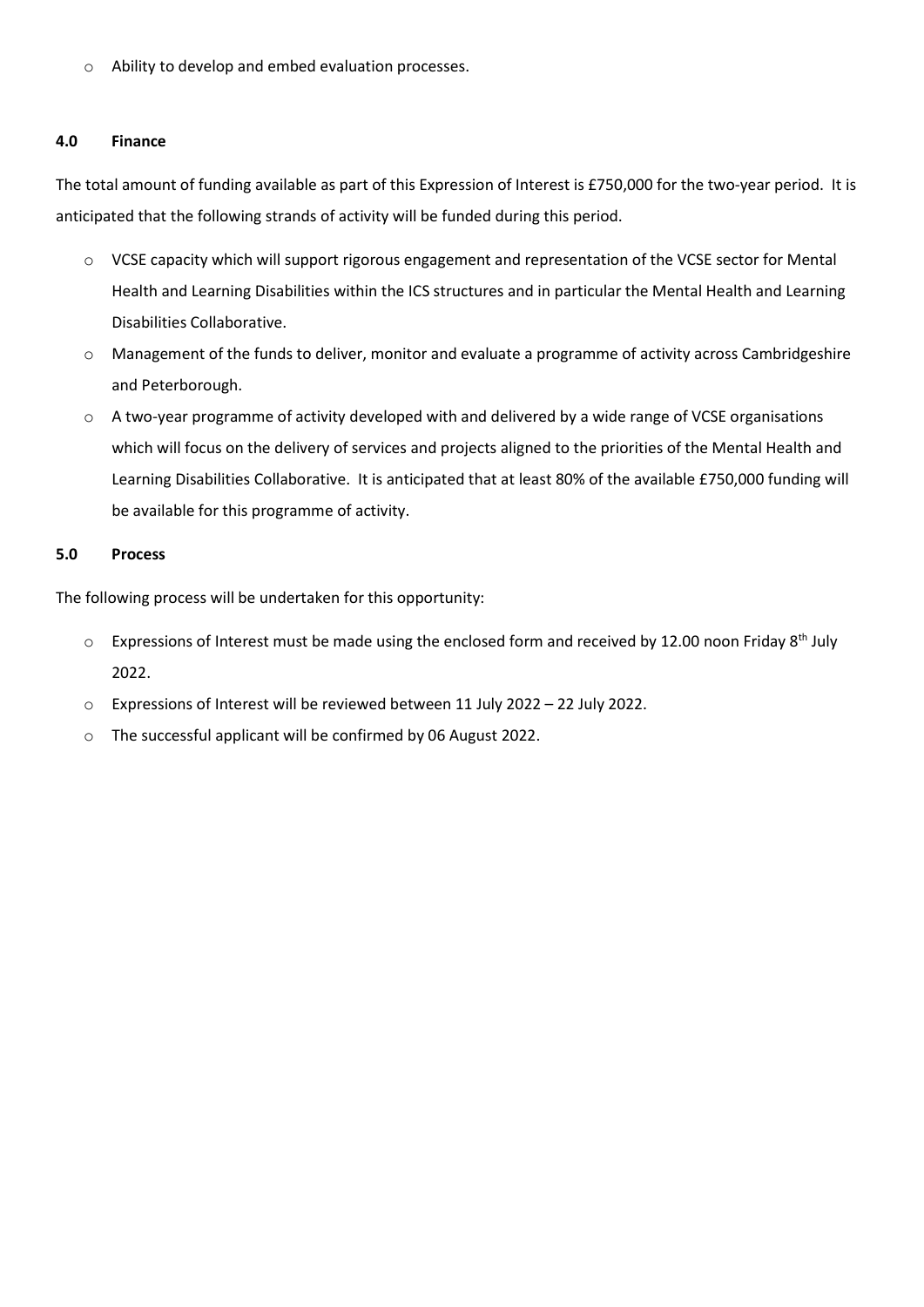- Ability to develop and embed evaluation processes.

## 4.0 Finance

The total amount of funding available as part of this Expression of Interest is £750,000 for the two-year period. It is anticipated that the following strands of activity will be funded during this period.

- VCSE capacity which will support rigorous engagement and representation of the VCSE sector for Mental Health and Learning Disabilities within the ICS structures and in particular the Mental Health and Learning Disabilities Collaborative.
- Management of the funds to deliver, monitor and evaluate a programme of activity across Cambridgeshire and Peterborough.
- A two-year programme of activity developed with and delivered by a wide range of VCSE organisations which will focus on the delivery of services and projects aligned to the priorities of the Mental Health and Learning Disabilities Collaborative. It is anticipated that at least 80% of the available £750,000 funding will be available for this programme of activity.

## 5.0 Process

The following process will be undertaken for this opportunity:

- Expressions of Interest must be made using the enclosed form and received by 12.00 noon Friday 8th July 2022.
- Expressions of Interest will be reviewed between 11 July 2022 – 22 July 2022.
- The successful applicant will be confirmed by 06 August 2022.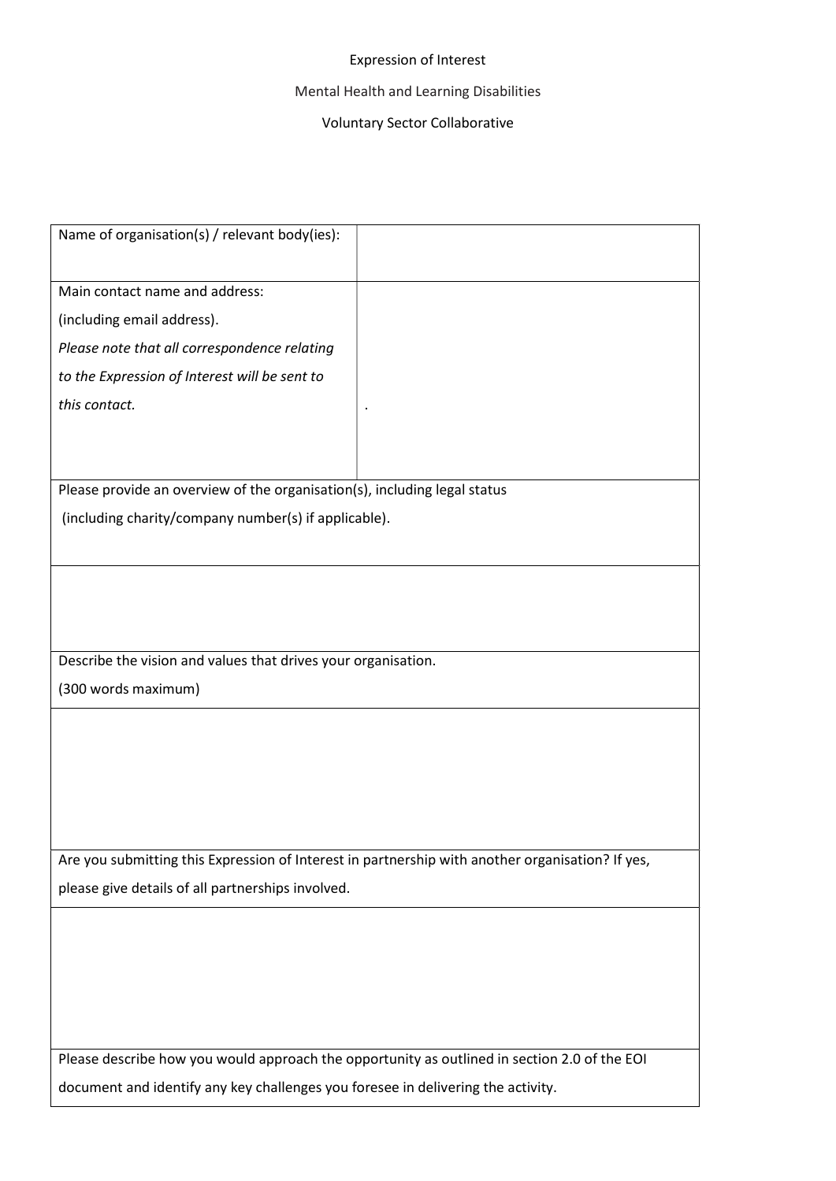Expression of Interest

Mental Health and Learning Disabilities

Voluntary Sector Collaborative

| | |
|---|---|
| Name of organisation(s) / relevant body(ies): | |
| Main contact name and address:<br>(including email address).<br>*Please note that all correspondence relating to the Expression of Interest will be sent to this contact.* | . |
| Please provide an overview of the organisation(s), including legal status<br>(including charity/company number(s) if applicable). | |
| | |
| Describe the vision and values that drives your organisation.<br>(300 words maximum) | |
| | |
| Are you submitting this Expression of Interest in partnership with another organisation? If yes, please give details of all partnerships involved. | |
| | |
| Please describe how you would approach the opportunity as outlined in section 2.0 of the EOI document and identify any key challenges you foresee in delivering the activity. | |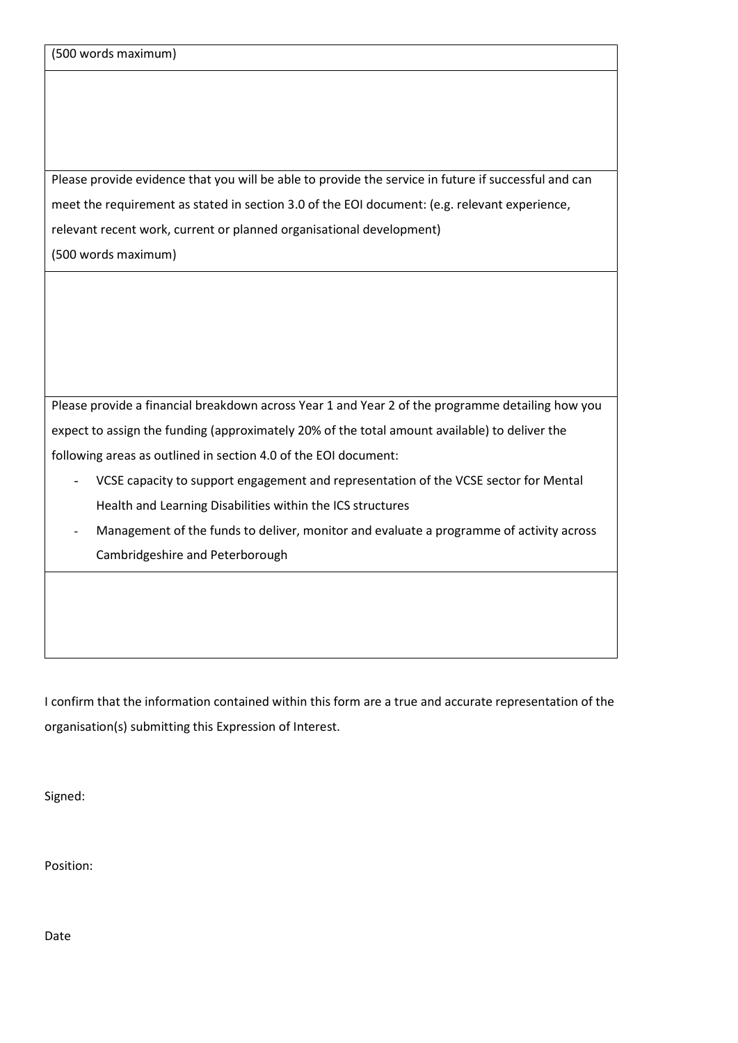| |
|---|
| (500 words maximum) |
| |
| Please provide evidence that you will be able to provide the service in future if successful and can meet the requirement as stated in section 3.0 of the EOI document: (e.g. relevant experience, relevant recent work, current or planned organisational development)<br>(500 words maximum) |
| |
| Please provide a financial breakdown across Year 1 and Year 2 of the programme detailing how you expect to assign the funding (approximately 20% of the total amount available) to deliver the following areas as outlined in section 4.0 of the EOI document:<br>- VCSE capacity to support engagement and representation of the VCSE sector for Mental Health and Learning Disabilities within the ICS structures<br>- Management of the funds to deliver, monitor and evaluate a programme of activity across Cambridgeshire and Peterborough |
| |

I confirm that the information contained within this form are a true and accurate representation of the organisation(s) submitting this Expression of Interest.

Signed:

Position:

Date